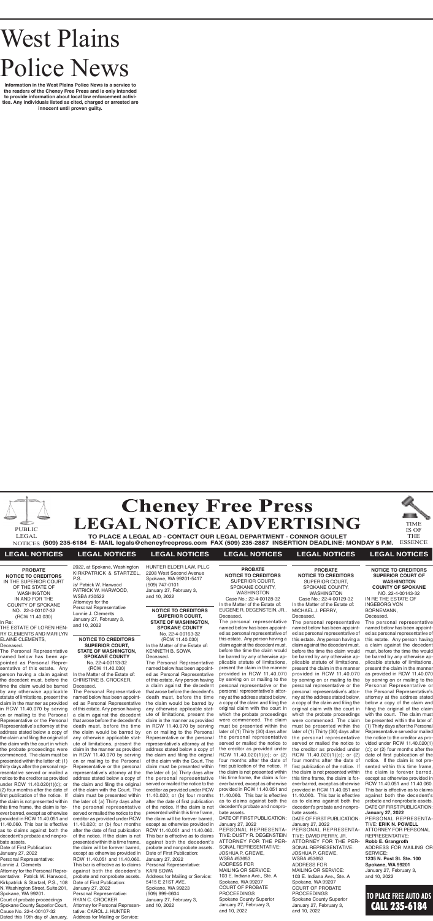# West Plains Police News

**Information in the West Plains Police News is a service to the readers of the Cheney Free Press and is only intended to provide information about local law enforcement activities. Any individuals listed as cited, charged or arrested are innocent until proven guilty.**

# Cheney Free Press LEGAL NOTICE ADVERTISING

PUBLIC LEGAL NOTICES

TIME IS OF THE ESSENCE

**TO PLACE A LEGAL AD - CONTACT OUR LEGAL DEPARTMENT - CONNOR GOULET**
**(509) 235-6184 E- MAIL legals@cheneyfreepress.com FAX (509) 235-2887 INSERTION DEADLINE: MONDAY 5 P.M.**

LEGAL NOTICES

**PROBATE NOTICE TO CREDITORS**
IN THE SUPERIOR COURT OF THE STATE OF WASHINGTON IN AND FOR THE COUNTY OF SPOKANE
NO. 22-4-00107-32
(RCW 11.40.030)
In Re:
THE ESTATE OF LOREN HENRY CLEMENTS AND MARILYN ELAINE CLEMENTS,
Deceased.

The Personal Representative named below has been appointed as Personal Representative of this estate. Any person having a claim against the decedent must, before the time the claim would be barred by any otherwise applicable statute of limitations, present the claim in the manner as provided in RCW 11.40.070 by serving on or mailing to the Personal Representative or the Personal Representative's attorney at the address stated below a copy of the claim and filing the original of the claim with the court in which the probate proceedings were commenced. The claim must be presented within the latter of: (1) thirty days after the personal representative served or mailed a notice to the creditor as provided under RCW 11.40.020(1)(c); or (2) four months after the date of first publication of the notice. If the claim is not presented within this time frame, the claim is forever barred, except as otherwise provided in RCW 11.40.051 and 11.40.060. This bar is effective as to claims against both the decedent's probate and nonprobate assets.

Date of First Publication: January 27, 2022
Personal Representative: Lonnie J. Clements
Attorney for the Personal Representative: Patrick W. Harwood, Kirkpatrick & Startzel, P.S., 108 N. Washington Street, Suite 201, Spokane, WA 99201.
Court of probate proceedings Spokane County Superior Court, Cause No. 22-4-00107-32
Dated this 19th day of January, 2022, at Spokane, Washington
KIRKPATRICK & STARTZEL, P.S.
/s/ Patrick W. Harwood
PATRICK W. HARWOOD, WSBA #30522
Attorneys for the Personal Representative
Lonnie J. Clements
January 27, February 3, and 10, 2022

**NOTICE TO CREDITORS SUPERIOR COURT, STATE OF WASHINGTON, SPOKANE COUNTY**
No. 22-4-00113-32
(RCW 11.40.030)
In the Matter of the Estate of: CHRISTINE B. CROCKER, Deceased.

The Personal Representative named below has been appointed as Personal Representative of this estate. Any person having a claim against the decedent that arose before the decedent's death must, before the time the claim would be barred by any otherwise applicable statute of limitations, present the claim in the manner as provided in RCW 11.40.070 by serving on or mailing to the Personal Representative or the personal representative's attorney at the address stated below a copy of the claim and filing the original of the claim with the Court. The claim must be presented within the later of: (a) Thirty days after the personal representative served or mailed the notice to the creditor as provided under RCW 11.40.020; or (b) four months after the date of first publication of the notice. If the claim is not presented within this time frame, the claim will be forever barred, except as otherwise provided in RCW 11.40.051 and 11.40.060. This bar is effective as to claims against both the decedent's probate and nonprobate assets.

Date of First Publication: January 27, 2022
Personal Representative: RYAN C. CROCKER
Attorney for Personal Representative: CAROL J. HUNTER
Address for Mailing or Service:
HUNTER ELDER LAW, PLLC
2208 West Second Avenue
Spokane, WA 99201-5417
(509) 747-0101
January 27, February 3, and 10, 2022

**NOTICE TO CREDITORS SUPERIOR COURT, STATE OF WASHINGTON, SPOKANE COUNTY**
No. 22-4-00163-32
(RCW 11.40.030)
In the Matter of the Estate of: KENNETH B. SOWA Deceased.

The Personal Representative named below has been appointed as Personal Representative of this estate. Any person having a claim against the decedent that arose before the decedent's death must, before the time the claim would be barred by any otherwise applicable statute of limitations, present the claim in the manner as provided in RCW 11.40.070 by serving on or mailing to the Personal Representative or the personal representative's attorney at the address stated below a copy of the claim and filing the original of the claim with the Court. The claim must be presented within the later of: (a) Thirty days after the personal representative served or mailed the notice to the creditor as provided under RCW 11.40.020; or (b) four months after the date of first publication of the notice. If the claim is not presented within this time frame, the claim will be forever barred, except as otherwise provided in RCW 11.40.051 and 11.40.060. This bar is effective as to claims against both the decedent's probate and nonprobate assets.

Date of First Publication: January 27, 2022
Personal Representative: KARI SOWA
Address for Mailing or Service: 5415 E 21ST AVE. Spokane, WA 99223
(509) 999-6604
January 27, February 3, and 10, 2022

**PROBATE NOTICE TO CREDITORS**
SUPERIOR COURT, SPOKANE COUNTY, WASHINGTON
Case No.: 22-4-00128-32
In the Matter of the Estate of: EUGENE R. DEGENSTEIN, JR., Deceased.

The personal representative named below has been appointed as personal representative of this estate. Any person having a claim against the decedent must, before the time the claim would be barred by any otherwise applicable statute of limitations, present the claim in the manner provided in RCW 11.40.070 by serving on or mailing to the personal representative or the personal representative's attorney at the address stated below, a copy of the claim and filing the original claim with the court in which the probate proceedings were commenced. The claim must be presented within the later of (1) Thirty (30) days after the personal representative served or mailed the notice to the creditor as provided under RCW 11.40.020(1)(c); or (2) four months after the date of first publication of the notice. If the claim is not presented within this time frame, the claim is forever barred, except as otherwise provided in RCW 11.40.051 and 11.40.060. This bar is effective as to claims against both the decedent's probate and nonprobate assets.

DATE OF FIRST PUBLICATION: January 27, 2022
PERSONAL REPRESENTATIVE: DUSTY R. DEGENSTEIN
ATTORNEY FOR THE PERSONAL REPRESENTATIVE: JOSHUA P. GREWE, WSBA #53653
ADDRESS FOR MAILING OR SERVICE: 103 E. Indiana Ave., Ste. A Spokane, WA 99207
COURT OF PROBATE PROCEEDINGS Spokane County Superior
January 27, February 3, and 10, 2022

**PROBATE NOTICE TO CREDITORS**
SUPERIOR COURT, SPOKANE COUNTY, WASHINGTON
Case No.: 22-4-00129-32
In the Matter of the Estate of: MICHAEL J. PERRY, Deceased.

The personal representative named below has been appointed as personal representative of this estate. Any person having a claim against the decedent must, before the time the claim would be barred by any otherwise applicable statute of limitations, present the claim in the manner provided in RCW 11.40.070 by serving on or mailing to the personal representative or the personal representative's attorney at the address stated below, a copy of the claim and filing the original claim with the court in which the probate proceedings were commenced. The claim must be presented within the later of (1) Thirty (30) days after the personal representative served or mailed the notice to the creditor as provided under RCW 11.40.020(1)(c); or (2) four months after the date of first publication of the notice. If the claim is not presented within this time frame, the claim is forever barred, except as otherwise provided in RCW 11.40.051 and 11.40.060. This bar is effective as to claims against both the decedent's probate and nonprobate assets.

DATE OF FIRST PUBLICATION: January 27, 2022
PERSONAL REPRESENTATIVE: DAVID PERRY, JR.
ATTORNEY FOR THE PERSONAL REPRESENTATIVE: JOSHUA P. GREWE, WSBA #53653
ADDRESS FOR MAILING OR SERVICE: 103 E. Indiana Ave., Ste. A Spokane, WA 99207
COURT OF PROBATE PROCEEDINGS Spokane County Superior
January 27, February 3, and 10, 2022

**NOTICE TO CREDITORS SUPERIOR COURT OF WASHINGTON COUNTY OF SPOKANE**
NO. 22-4-00143-32
IN RE THE ESTATE OF INGEBORG VON BORNEMANN, Deceased.

The personal representative named below has been appointed as personal representative of this estate. Any person having a claim against the decedent must, before the time the would be barred by any otherwise applicable statute of limitations, present the claim in the manner as provided in RCW 11.40.070 by serving on or mailing to the Personal Representative or the Personal Representative's attorney at the address stated below a copy of the claim and filing the original of the claim with the court. The claim must be presented within the later of: (1) Thirty days after the Personal Representative served or mailed the notice to the creditor as provided under RCW 11.40.020(1)(c); or (2) four months after the date of first publication of the notice. If the claim is not presented within this time frame, the claim is forever barred, except as otherwise provided in RCW 11.40.051 and 11.40.060. This bar is effective as to claims against both the decedent's probate and nonprobate assets.

DATE OF FIRST PUBLICATION: **January 27, 2022**
PERSONAL REPRESENTATIVE: **ERIK N. POWELL**
ATTORNEY FOR PERSONAL REPRESENTATIVE: **Robb E. Grangroth**
ADDRESS FOR MAILING OR SERVICE: **1235 N. Post St. Ste. 100 Spokane, WA 99201**
January 27, February 3, and 10, 2022

**TO PLACE FREE AUTO ADS CALL 235-6184**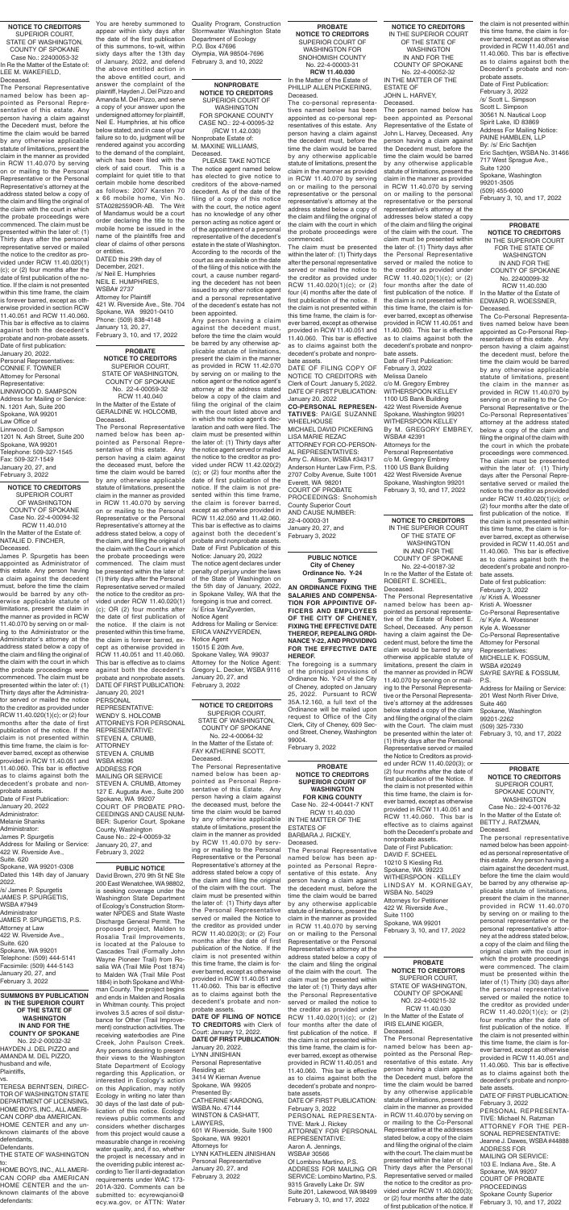**NOTICE TO CREDITORS**
SUPERIOR COURT, STATE OF WASHINGTON, COUNTY OF SPOKANE
Case No.: 22400053-32
In Re the Matter of the Estate of: LEE M. WAKEFIELD, Deceased.

The Personal Representative named below has been appointed as Personal Representative of this estate. Any person having a claim against the Decedent must, before the time the claim would be barred by any otherwise applicable statute of limitations, present the claim in the manner as provided in RCW 11.40.070 by serving on or mailing to the Personal Representative or the Personal Representative's attorney at the address stated below a copy of the claim and filing the original of the claim with the court in which the probate proceedings were commenced. The claim must be presented within the later of: (1) Thirty days after the personal representative served or mailed the notice to the creditor as provided under RCW 11.40.020(1)(c); or (2) four months after the date of first publication of the notice. If the claim is not presented within this time frame, the claim is forever barred, except as otherwise provided in section RCW 11.40.051 and RCW 11.40.060. This bar is effective as to claims against both the decedent's probate and non-probate assets.
Date of first publication: January 20, 2022.
Personal Representatives: CONNIE F. TOWNER
Attorney for Personal Representative: LINNWOOD D. SAMPSON
Address for Mailing or Service: N. 1201 Ash, Suite 200 Spokane, WA 99201
Law Office of Linnwood D. Sampson
1201 N. Ash Street, Suite 200 Spokane, WA 99201
Telephone: 509-327-1545
Fax: 509-327-1549
January 20, 27, and February 3, 2022

**NOTICE TO CREDITORS**
SUPERIOR COURT OF WASHINGTON COUNTY OF SPOKANE
Case No. 22-4-00094-32
RCW 11.40.010
In the Matter of the Estate of: NATALIE D. FINCHER, Deceased.

James P. Spurgetis has been appointed as Administrator of this estate. Any person having a claim against the decedent must, before the time the claim would be barred by any otherwise applicable statute of limitations, present the claim in the manner as provided in RCW 11.40.070 by serving on or mailing to the Administrator or the Administrator's attorney at the address stated below a copy of the claim and filing the original of the claim with the court in which the probate proceedings were commenced. The claim must be presented within the later of: (1) Thirty days after the Administrator served or mailed the notice to the creditor as provided under RCW 11.40.020(1)(c); or (2) four months after the date of first publication of the notice. If the claim is not presented within this time frame, the claim is forever barred, except as otherwise provided in RCW 11.40.051 and 11.40.060. This bar is effective as to claims against both the decedent's probate and non-probate assets.
Date of First Publication: January 20, 2022
Administrator: Melanie Shanks
Administrator: James P. Spurgetis
Address for Mailing or Service: 422 W. Riverside Ave., Suite. 620
Spokane, WA 99201-0308
Dated this 14th day of January 2022.
/s/ James P. Spurgetis
JAMES P. SPURGETIS, WSBA #7949
Administrator
JAMES P. SPURGETIS, P.S.
Attorney at Law
422 W. Riverside Ave., Suite. 620
Spokane, WA 99201
Telephone: (509) 444-5141
Facsimile: (509) 444-5143
January 20, 27, and February 3, 2022

**SUMMONS BY PUBLICATION IN THE SUPERIOR COURT OF THE STATE OF WASHINGTON IN AND FOR THE COUNTY OF SPOKANE**
No. 22-2-00032-32
HAYDEN J. DEL PIZZO and AMANDA M. DEL PIZZO, husband and wife, Plaintiffs,
vs.
TERESA BERNTSEN, DIRECTOR OF WASHINGTON STATE DEPARTMENT OF LICENSING, HOME BOYS, INC., ALL AMERICAN CORP dba AMERICAN HOME CENTER and any unknown claimants of the above defendants, Defendants.
THE STATE OF WASHINGTON to:
HOME BOYS, INC., ALL AMERICAN CORP dba AMERICAN HOME CENTER and the unknown claimants of the above defendants:

You are hereby summoned to appear within sixty days after the date of the first publication of this summons, to-wit, within sixty days after the 13th day of January, 2022, and defend the above entitled action in the above entitled court, and answer the complaint of the plaintiff, Hayden J. Del Pizzo and Amanda M. Del Pizzo, and serve a copy of your answer upon the undersigned attorney for plaintiff, Neil E. Humphries, at his office below stated; and in case of your failure so to do, judgment will be rendered against you according to the demand of the complaint, which has been filed with the clerk of said court. This is a complaint for quiet title to that certain mobile home described as follows: 2007 Karsten 70 x 66 mobile home, Vin No. STA0282559OR-AB. The Writ of Mandamus would be a court order declaring the title to the mobile home be issued in the name of the plaintiffs free and clear of claims of other persons or entities.
DATED this 29th day of December, 2021.
/s/ Neil E. Humphries
NEIL E. HUMPHRIES, WSBA# 2737
Attorney for Plaintiff
421 W. Riverside Ave., Ste. 704
Spokane, WA 99201-0410
Phone: (509) 838-4148
January 13, 20, 27, February 3, 10, and 17, 2022

**PROBATE NOTICE TO CREDITORS**
SUPERIOR COURT, STATE OF WASHINGTON, COUNTY OF SPOKANE
No. 22-4-00059-32
RCW 11.40.040
In the Matter of the Estate of: GERALDINE W. HOLCOMB, Deceased.

The Personal Representative named below has been appointed as Personal Representative of this estate. Any person having a claim against the deceased must, before the time the claim would be barred by any otherwise applicable statute of limitations, present the claim in the manner as provided in RCW 11.40.070 by serving on or mailing to the Personal Representative or the Personal Representative's attorney at the address stated below, a copy of the claim, and filing the original of the claim with the court in which the probate proceedings were commenced. The claim must be presented within the later of: (1) thirty days after the Personal Representative served or mailed the notice to the creditor as provided under RCW 11.40.020(1)(c); OR (2) four months after the date of first publication of the notice. If the claim is not presented within this time frame, the claim is forever barred, except as otherwise provided in RCW 11.40.051 and 11.40.060. This bar is effective as to claims against both the decedent's probate and nonprobate assets.
DATE OF FIRST PUBLICATION: January 20, 2021
PERSONAL REPRESENTATIVE: WENDY S. HOLCOMB
ATTORNEYS FOR PERSONAL REPRESENTATIVE: STEVEN A. CRUMB, ATTORNEY
STEVEN A. CRUMB WSBA #6396
ADDRESS FOR MAILING OR SERVICE
STEVEN A. CRUMB, Attorney
127 E. Augusta Ave., Suite 200
Spokane, WA 99207
COURT OF PROBATE PROCEEDINGS AND CAUSE NUMBER: Superior Court, Spokane County, Washington
Cause No.: 22-4-00059-32
January 20, 27, and February 3, 2022

**PUBLIC NOTICE**
David Brown, 270 9th St NE Ste 200 East Wenatchee, WA 98802, is seeking coverage under the Washington State Department of Ecology's Construction Stormwater NPDES and State Waste Discharge General Permit. The proposed project, Malden to Rosalia Trail Improvements, is located at the Palouse to Cascades Trail (Formally John Wayne Pioneer Trail) from Rosalia WA (Trail Mile Post 1874) to Malden WA (Trail Mile Post 1884) in both Spokane and Whitman County. The project begins and ends in Malden and Rosalia in Whitman county. This project involves 3.5 acres of soil disturbance for Other (Trail Improvement) construction activities. The receiving waterbodies are Pine Creek, John Paulson Creek. Any persons desiring to present their views to the Washington State Department of Ecology regarding this Application, or interested in Ecology's action on this Application, may notify Ecology in writing no later than 30 days of the last date of publication of this notice. Ecology reviews public comments and considers whether discharges from this project would cause a measurable change in receiving water quality, and, if so, whether the project is necessary and in the overriding public interest according to Tier II anti-degradation requirements under WAC 173-201A-320. Comments can be submitted to: ecyrewqianoi@ecy.wa.gov, or ATTN: Water Quality Program, Construction Stormwater Washington State Department of Ecology
P.O. Box 47696
Olympia, WA 98504-7696
February 3, and 10, 2022

**NONPROBATE NOTICE TO CREDITORS**
SUPERIOR COURT OF WASHINGTON FOR SPOKANE COUNTY
CASE NO.: 22-4-00095-32
(RCW 11.42.030)
Nonprobate Estate of: ROY MAXINE WILLIAMS, Deceased.

PLEASE TAKE NOTICE
The notice agent named below has elected to give notice to creditors of the above-named decedent. As of the date of the filing of a copy of this notice with the court, the notice agent has no knowledge of any other person acting as notice agent or of the appointment of a personal representative of the decedent's estate in the state of Washington. According to the records of the court as are available on the date of the filing of this notice with the court, a cause number regarding the decedent has not been issued to any other notice agent and a personal representative of the decedent's estate has not been appointed.
Any person having a claim against the decedent must, before the time the claim would be barred by any otherwise applicable statute of limitations, present the claim in the manner as provided in RCW 11.42.070 by serving on or mailing to the notice agent or the notice agent's attorney at the address stated below a copy of the claim and filing the original of the claim with the court listed above and in which the notice agent's declaration and oath were filed. The claim must be presented within the later of: (1) Thirty days after the notice agent served or mailed the notice to the creditor as provided under RCW 11.42.020(2)(c); or (2) four months after the date of first publication of the notice. If the claim is not presented within this time frame, the claim is forever barred, except as otherwise provided in RCW 11.42.050 and 11.42.060. This bar is effective as to claims against both the decedent's probate and nonprobate assets. Date of First Publication of this Notice: January 20, 2022
The notice agent declares under penalty of perjury under the laws of the State of Washington on the 5th day of January, 2022, in Spokane Valley, WA that the foregoing is true and correct.
/s/ Erica VanZyverden, Notice Agent
Address for Mailing or Service: ERICA VANZYVERDEN, Notice Agent
15015 E 20th Ave, Spokane Valley, WA 99037
Attorney for the Notice Agent: Gregory L. Decker, WSBA 9116
January 20, 27, and February 3, 2022

**NOTICE TO CREDITORS**
SUPERIOR COURT, STATE OF WASHINGTON, COUNTY OF SPOKANE
Case No. 22-4-00064-32
In the Matter of the Estate of: FAY KATHERINE SCOTT, Deceased.

The Personal Representative named below has been appointed as Personal Representative of this Estate. Any person having a claim against the deceased must, before the time the claim would be barred by any otherwise applicable statute of limitations, present the claim in the manner as provided in RCW 11.40.070 by serving or mailing to the Personal Representative or the Personal Representative's attorney at the address below a copy of the claim and filing the original of the claim with the court. The claim must be presented within the later of: (1) Thirty days after the Personal Representative served or mailed the notice to the creditor as provided under RCW 11.40.020(3); or (2) four months after the date of first publication of the Notice. If the claim is not presented within this time frame, the claim is forever barred, except as otherwise provided in RCW 11.40.051 and 11.40.060. This bar is effective as to claims against both the decedent's probate and nonprobate assets.
**DATE OF FILING OF NOTICE TO CREDITORS** with Clerk of Court: January 12, 2022.
**DATE OF FIRST PUBLICATION**: January 20, 2022
LYNN JINISHIAN
Personal Representative
Residing at: 3414 W Kiernan Avenue
Spokane, WA 99205
Presented By: CATHERINE KARDONG, WSBA No. 47144
WINSTON & CASHATT, LAWYERS,
601 W Riverside, Suite 1900
Spokane, WA 99201
Attorneys for LYNN KATHLEEN JINISHIAN
Personal Representative
January 20, 27, and February 3, 2022

**PROBATE NOTICE TO CREDITORS**
SUPERIOR COURT OF WASHINGTON FOR SNOHOMISH COUNTY
No. 22-4-00003-31
**RCW 11.40.030**
In the Matter of the Estate of PHILLIP ALLEN PICKERING, Deceased.

The co-personal representatives named below has been appointed as co-personal representatives of this estate. Any person having a claim against the decedent must, before the time the claim would be barred by any otherwise applicable statute of limitations, present the claim in the manner as provided in RCW 11.40.070 by serving on or mailing to the personal representative or the personal representative's attorney at the address stated below a copy of the claim and filing the original of the claim with the court in which the probate proceedings were commenced.
The claim must be presented within the later of: (1) Thirty days after the personal representative served or mailed the notice to the creditor as provided under RCW 11.40.020(1)(c); or (2) four (4) months after the date of first publication of the notice. If the claim is not presented within this time frame, the claim is forever barred, except as otherwise provided in RCW 11.40.051 and 11.40.060. This bar is effective as to claims against both the decedent's probate and nonprobate assets.
DATE OF FILING COPY OF NOTICE TO CREDITORS with Clerk of Court: January 5, 2022.
DATE OF FIRST PUBLICATION: January 20, 2022
**CO-PERSONAL REPRESENTATIVES**: PAIGE SUZANNE WHEELHOUSE
MICHAEL DAVID PICKERING
LISA MARIE REZAC
ATTORNEY FOR CO-PERSONAL REPRESENTATIVES: Amy C. Allison, WSBA #34317
Anderson Hunter Law Firm, P.S.
2707 Colby Avenue, Suite 1001
Everett, WA 98201
COURT OF PROBATE PROCEEDINGS: Snohomish County Superior Court
AND CAUSE NUMBER: 22-4-00003-31
January 20, 27, and February 3, 2022

**PUBLIC NOTICE**
**City of Cheney**
**Ordinance No. Y-24**
**Summary**
**AN ORDINANCE FIXING THE SALARIES AND COMPENSATION FOR APPOINTIVE OFFICERS AND EMPLOYEES OF THE CITY OF CHENEY, FIXING THE EFFECTIVE DATE THEREOF, REPEALING ORDINANCE Y-22, AND PROVIDING FOR THE EFFECTIVE DATE HEREOF.**
The foregoing is a summary of the principal provisions of Ordinance No. Y-24 of the City of Cheney, adopted on January 25, 2022. Pursuant to RCW 35A.12.160, a full text of the Ordinance will be mailed upon request to Office of the City Clerk, City of Cheney, 609 Second Street, Cheney, Washington 99004.
February 3, 2022

**PROBATE NOTICE TO CREDITORS**
**SUPERIOR COURT OF WASHINGTON FOR KING COUNTY**
Case No. 22-4-00041-7 KNT
RCW 11.40.030
IN THE MATTER OF THE ESTATES OF BARBARA J. RICKEY, Deceased.

The Personal Representative named below has been appointed as Personal Representative of this estate. Any person having a claim against the decedent must, before the time the claim would be barred by any otherwise applicable statute of limitations, present the claim in the manner as provided in RCW 11.40.070 by serving on or mailing to the Personal Representative or the Personal Representative's attorney at the address stated below a copy of the claim and filing the original of the claim with the court. The claim must be presented within the later of: (1) Thirty days after the Personal Representative served or mailed the notice to the creditor as provided under RCW 11.40.020(1)(c); or (2) four months after the date of first publication of the notice. If the claim is not presented within this time frame, the claim is forever barred, except as otherwise provided in RCW 11.40.051 and 11.40.060. This bar is effective as to claims against both the decedent's probate and nonprobate assets.
DATE OF FIRST PUBLICATION: February 3, 2022
PERSONAL REPRESENTATIVE: Mark J. Rickey
ATTORNEY FOR PERSONAL REPRESENTATIVE: Aaron A. Jennings, WSBA# 30566
Of Lombino Martino, P.S.
ADDRESS FOR MAILING OR SERVICE: Lombino Martino, P.S. 9315 Gravelly Lake Dr. SW Suite 201, Lakewood, WA 98499
February 3, 10, and 17, 2022

**NOTICE TO CREDITORS**
IN THE SUPERIOR COURT OF THE STATE OF WASHINGTON IN AND FOR THE COUNTY OF SPOKANE
No. 22-4-00052-32
IN THE MATTER OF THE ESTATE OF JOHN L. HARVEY, Deceased.

The person named below has been appointed as Personal Representative of the Estate of John L. Harvey, Deceased. Any person having a claim against the Decedent must, before the time the claim would be barred by any otherwise applicable statute of limitations, present the claim in the manner as provided in RCW 11.40.070 by serving on or mailing to the personal representative or the personal representative's attorney at the addresses below a copy of the claim and filing the original of the claim with the court. The claim must be presented within the later of: (1) Thirty days after the Personal Representative served or mailed the notice to the creditor as provided under RCW 11.40.020(1)(c); or (2) four months after the date of first publication of the notice. If the claim is not presented within this time frame, the claim is forever barred, except as otherwise provided in RCW 11.40.051 and 11.40.060. This bar is effective as to claims against both the decedent's probate and nonprobate assets.
Date of First Publication: February 3, 2022
Melissa Daniels
c/o M. Gregory Embrey
WITHERSPOON KELLEY
1100 US Bank Building
422 West Riverside Avenue
Spokane, Washington 99201
WITHERSPOON KELLEY
By M. GREGORY EMBREY, WSBA# 42391
Attorneys for the Personal Representative
c/o M. Gregory Embrey
1100 US Bank Building
422 West Riverside Avenue
Spokane, Washington 99201
February 3, 10, and 17, 2022

**NOTICE TO CREDITORS**
IN THE SUPERIOR COURT OF THE STATE OF WASHINGTON IN AND FOR THE COUNTY OF SPOKANE
No. 22-4-00187-32
In the Matter of the Estate of: ROBERT E. SCHEEL, Deceased.

The Personal Representative named below has been appointed as personal representative of the Estate of Robert E. Scheel, Deceased. Any person having a claim against the Decedent must, before the time the claim would be barred by any otherwise applicable statute of limitations, present the claim in the manner as provided in RCW 11.40.070 by serving on or mailing to the Personal Representative or the Personal Representative's attorney at the addresses below stated a copy of the claim and filing the original of the claim with the Court. The claim must be presented within the later of: (1) thirty days after the Personal Representative served or mailed the Notice to Creditors as provided under RCW 11.40.020(3); or (2) four months after the date of first publication of the Notice. If the claim is not presented within this time frame, the claim is forever barred, except as otherwise provided in RCW 11.40.051 and RCW 11.40.060. This bar is effective as to claims against both the Decedent's probate and nonprobate assets.
Date of First Publication: February 3, 2022
DAVID F. SCHEEL
10210 S Kiesling Rd.
Spokane, WA 99223
WITHERSPOON · KELLEY
LINDSAY M. KORNEGAY, WSBA No. 54029
Attorneys for Petitioner
422 W. Riverside Ave., Suite 1100
Spokane, WA 99201
February 3, 10, and 17, 2022

**PROBATE NOTICE TO CREDITORS**
SUPERIOR COURT, STATE OF WASHINGTON, COUNTY OF SPOKANE
No. 22-4-00215-32
RCW 11.40.030
In the Matter of the Estate of IRIS ELAINE KIGER, Deceased.

The Personal Representative named below has been appointed as the Personal Representative of this estate. Any person having a claim against the Decedent must, before the time the claim would be barred by any otherwise applicable statute of limitations, present the claim in the manner as provided in RCW 11.40.070 by serving on or mailing to the Co-Personal Representative at the addresses stated below, a copy of the claim and filing the original of the claim with the court. The claim must be presented within the later of: (1) Thirty days after the Personal Representative served or mailed the notice to the creditor as provided under RCW 11.40.020(3); or (2) four months after the date of first publication of the notice. If the claim is not presented within this time frame, the claim is forever barred, except as otherwise provided in RCW 11.40.051 and 11.40.060. This bar is effective as to claims against the Decedent's probate and nonprobate assets.
Date of First Publication: February 3, 2022
/s/ Scott L. Simpson
Scott L. Simpson
30561 N. Nautical Loop
Spirit Lake, ID 83869
Address For Mailing Service: PAINE HAMBLEN, LLP
By: /s/ Eric Sachtjen
Eric Sachtjen, WSBA No. 31466
717 West Sprague Ave., Suite 1200
Spokane, Washington 99201-3505
(509) 455-6000
February 3, 10, and 17, 2022

**PROBATE NOTICE TO CREDITORS**
IN THE SUPERIOR COURT FOR THE STATE OF WASHINGTON IN AND FOR THE COUNTY OF SPOKANE
No. 22400099-32
RCW 11.40.030
In the Matter of the Estate of EDWARD R. WOESSNER, Deceased.

The Co-Personal Representatives named below have been appointed as Co-Personal Representatives of this estate. Any person having a claim against the decedent must, before the time the claim would be barred by any otherwise applicable statute of limitations, present the claim in the manner as provided in RCW 11.40.070 by serving on or mailing to the Co-Personal Representative or the Co-Personal Representatives' attorney at the address stated below a copy of the claim and filing the original of the claim with the court in which the probate proceedings were commenced. The claim must be presented within the later of: (1) Thirty days after the Personal Representative served or mailed the notice to the creditor as provided under RCW 11.40.020(1)(c); or (2) four months after the date of first publication of the notice. If the claim is not presented within this time frame, the claim is forever barred, except as otherwise provided in RCW 11.40.051 and 11.40.060. This bar is effective as to claims against both the decedent's probate and nonprobate assets.
Date of first publication: February 3, 2022
/s/ Kristi A. Woessner
Kristi A. Woessner
Co-Personal Representative
/s/ Kyle A. Woessner
Kyle A. Woessner
Co-Personal Representative
Attorney for Personal Representatives: MICHELLE K. FOSSUM, WSBA #20249
SAYRE SAYRE & FOSSUM, P.S.
Address for Mailing or Service: 201 West North River Drive, Suite 460
Spokane, Washington 99201-2262
(509) 325-7330
February 3, 10, and 17, 2022

**PROBATE NOTICE TO CREDITORS**
SUPERIOR COURT, SPOKANE COUNTY, WASHINGTON
Case No.: 22-4-00176-32
In the Matter of the Estate of: BETTY J. RATZMAN, Deceased.

The personal representative named below has been appointed as personal representative of this estate. Any person having a claim against the decedent must, before the time the claim would be barred by any otherwise applicable statute of limitations, present the claim in the manner as provided in RCW 11.40.070 by serving on or mailing to the personal representative or the personal representative's attorney at the address stated below, a copy of the claim and filing the original claim with the court in which the probate proceedings were commenced. The claim must be presented within the later of (1) Thirty (30) days after the personal representative served or mailed the notice to the creditor as provided under RCW 11.40.020(1)(c); or (2) four months after the date of first publication of the notice. If the claim is not presented within this time frame, the claim is forever barred, except as otherwise provided in RCW 11.40.051 and 11.40.060. This bar is effective as to claims against both the decedent's probate and nonprobate assets.
DATE OF FIRST PUBLICATION: February 3, 2022
PERSONAL REPRESENTATIVE: Michael R. Ratzman
ATTORNEY FOR THE PERSONAL REPRESENTATIVE: Jeanne J. Dawes, WSBA #44888
ADDRESS FOR MAILING OR SERVICE: 103 E. Indiana Ave., Ste. A
Spokane, WA 99207
COURT OF PROBATE PROCEEDINGS
Spokane County Superior
February 3, 10, and 17, 2022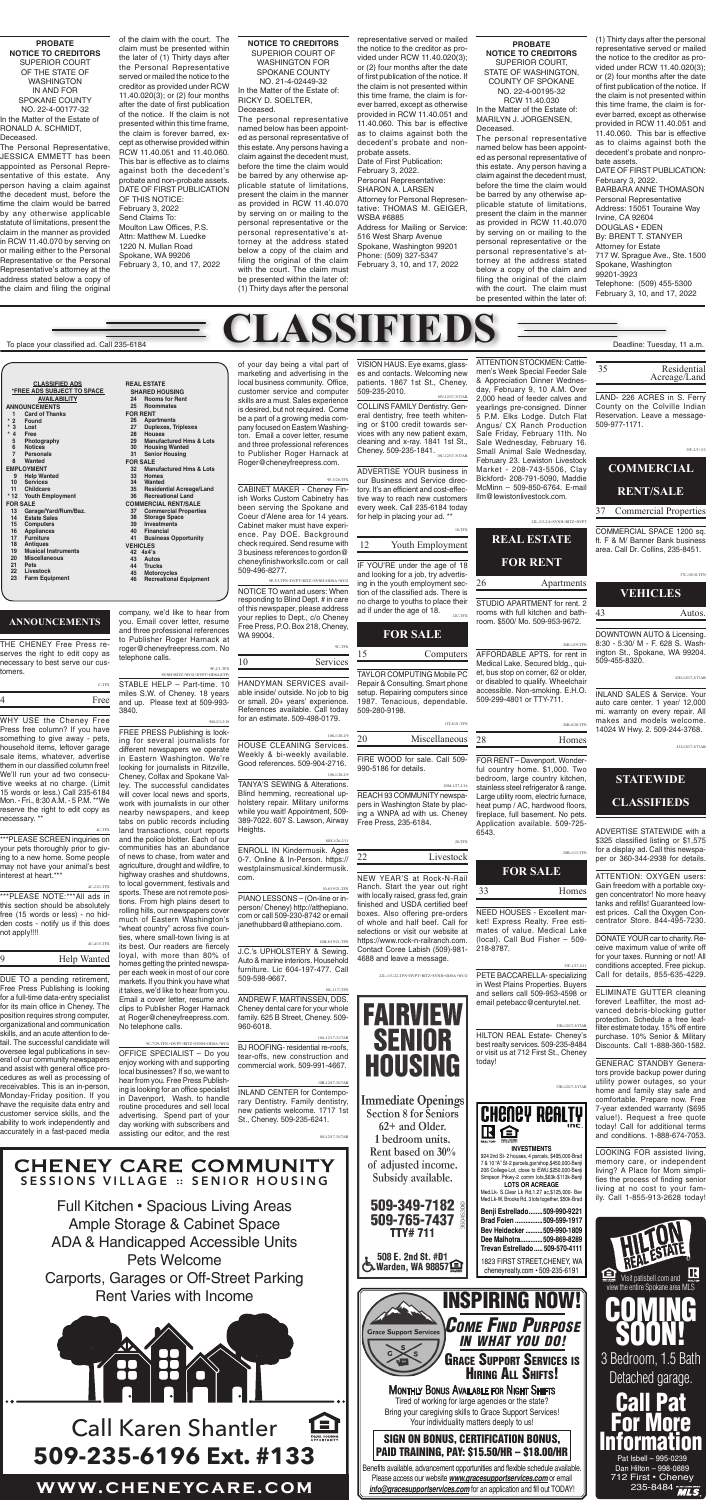**PROBATE NOTICE TO CREDITORS**
SUPERIOR COURT OF THE STATE OF WASHINGTON IN AND FOR SPOKANE COUNTY
NO. 22-4-00177-32
In the Matter of the Estate of RONALD A. SCHMIDT, Deceased.

The Personal Representative, JESSICA EMMETT has been appointed as Personal Representative of this estate. Any person having a claim against the decedent must, before the time the claim would be barred by any otherwise applicable statute of limitations, present the claim in the manner as provided in RCW 11.40.070 by serving on or mailing either to the Personal Representative or the Personal Representative's attorney at the address stated below a copy of the claim and filing the original of the claim with the court. The claim must be presented within the later of (1) Thirty days after the Personal Representative served or mailed the notice to the creditor as provided under RCW 11.40.020(3); or (2) four months after the date of first publication of the notice. If the claim is not presented within this time frame, the claim is forever barred, except as otherwise provided in RCW 11.40.051 and 11.40.060. This bar is effective as to claims against both the decedent's probate and nonprobate assets.
DATE OF FIRST PUBLICATION OF THIS NOTICE: February 3, 2022
Send Claims To:
Moulton Law Offices, P.S.
Attn: Matthew M. Luedke
1220 N. Mullan Road
Spokane, WA 99206
February 3, 10, and 17, 2022

**NOTICE TO CREDITORS**
SUPERIOR COURT OF WASHINGTON FOR SPOKANE COUNTY
NO. 21-4-02449-32
In the Matter of the Estate of: RICKY D. SOELTER, Deceased.

The personal representative named below has been appointed as personal representative of this estate. Any persons having a claim against the decedent must, before the time the claim would be barred by any otherwise applicable statute of limitations, present the claim in the manner as provided in RCW 11.40.070 by serving on or mailing to the personal representative or the personal representative's attorney at the address stated below a copy of the claim and filing the original of the claim with the court. The claim must be presented within the later of: (1) Thirty days after the personal representative served or mailed the notice to the creditor as provided under RCW 11.40.020(3); or four months after the date of first publication of the notice. If the claim is not presented within this time frame, the claim is forever barred, except as otherwise provided in RCW 11.40.051 and 11.40.060. This bar is effective as to claims against both the decedent's probate and nonprobate assets.
Date of First Publication: February 3, 2022.
Personal Representative: SHARON A. LARSEN
Attorney for Personal Representative: THOMAS M. GEIGER, WSBA #6885
Address for Mailing or Service: 516 West Sharp Avenue Spokane, Washington 99201
Phone: (509) 327-5347
February 3, 10, and 17, 2022

**PROBATE NOTICE TO CREDITORS**
SUPERIOR COURT, STATE OF WASHINGTON, COUNTY OF SPOKANE
NO. 22-4-00195-32
RCW 11.40.030
In the Matter of the Estate of: MARILYN J. JORGENSEN, Deceased.

The personal representative named below has been appointed as personal representative of this estate. Any person having a claim against the decedent must, before the time the claim would be barred by any otherwise applicable statute of limitations, present the claim in the manner as provided in RCW 11.40.070 by serving on or mailing to the personal representative or the personal representative's attorney at the address stated below a copy of the claim and filing the original of the claim with the court. The claim must be presented within the later of: (1) Thirty days after the personal representative served or mailed the notice to the creditor as provided under RCW 11.40.020(3); or (2) four months after the date of first publication of the notice. If the claim is not presented within this time frame, the claim is forever barred, except as otherwise provided in RCW 11.40.051 and 11.40.060. This bar is effective as to claims against both the decedent's probate and nonprobate assets.
DATE OF FIRST PUBLICATION: February 3, 2022.
BARBARA ANNE THOMASON
Personal Representative
Address: 15051 Touraine Way Irvine, CA 92604
DOUGLAS • EDEN
By: BRETT T. STANYER
Attorney for Estate
717 W. Sprague Ave., Ste. 1500 Spokane, Washington 99201-3923
Telephone: (509) 455-5300
February 3, 10, and 17, 2022

# CLASSIFIEDS

To place your classified ad. Call 235-6184 — Deadline: Tuesday, 11 a.m.

**CLASSIFIED ADS**
*FREE ADS SUBJECT TO SPACE AVAILABILITY

**ANNOUNCEMENTS**
- *2 Found
- *3 Lost
- *4 Free
- 5 Photography
- 6 Notices
- 7 Personals
- 8 Wanted

**EMPLOYMENT**
- 9 Help Wanted
- 10 Services
- 11 Childcare
- *12 Youth Employment

**FOR SALE**
- 13 Garage/Yard/Rum/Baz.
- 14 Estate Sales
- 15 Computers
- 16 Appliances
- 17 Furniture
- 18 Antiques
- 19 Musical Instruments
- 20 Miscellaneous
- 21 Pets
- 22 Livestock
- 23 Farm Equipment

**REAL ESTATE**
**SHARED HOUSING**
- 24 Rooms for Rent
- 25 Roommates

**FOR RENT**
- 26 Apartments
- 27 Duplexes, Triplexes
- 28 Houses
- 29 Manufactured Hms & Lots
- 30 Housing Wanted
- 31 Senior Housing

**FOR SALE**
- 32 Manufactured Hms & Lots
- 33 Homes
- 34 Wanted
- 35 Residential Acreage/Land
- 36 Recreational Land

**COMMERCIAL RENT/SALE**
- 37 Commercial Properties
- 38 Storage Space
- 39 Investments
- 40 Financial
- 41 Business Opportunity

**VEHICLES**
- 42 4x4's
- 43 Autos
- 44 Trucks
- 45 Motorcycles
- 46 Recreational Equipment

## ANNOUNCEMENTS

THE CHENEY Free Press reserves the right to edit copy as necessary to best serve our customers.

### 4 Free

WHY USE the Cheney Free Press free column? If you have something to give away - pets, household items, leftover garage sale items, whatever, advertise them in our classified column free! We'll run your ad two consecutive weeks at no charge. (Limit 15 words or less.) Call 235-6184 Mon. - Fri., 8:30 A.M. - 5 P.M. **We reserve the right to edit copy as necessary. **

***PLEASE SCREEN inquiries on your pets thoroughly prior to giving to a new home. Some people may not have your animal's best interest at heart.***

***PLEASE NOTE:***All ads in this section should be absolutely free (15 words or less) - no hidden costs - notify us if this does not apply!!!!

### 9 Help Wanted

DUE TO a pending retirement, Free Press Publishing is looking for a full-time data-entry specialist for its main office in Cheney. The position requires strong computer, organizational and communication skills, and an acute attention to detail. The successful candidate will oversee legal publications in several of our community newspapers and assist with general office procedures as well as processing of receivables. This is an in-person, Monday-Friday position. If you have the requisite data entry and customer service skills, and the ability to work independently and accurately in a fast-paced media company, we'd like to hear from you. Email cover letter, resume and three professional references to Publisher Roger Harnack at roger@cheneyfreepress.com. No telephone calls.

STABLE HELP – Part-time. 10 miles S.W. of Cheney. 18 years and up. Please text at 509-993-3840.

FREE PRESS Publishing is looking for several journalists for different newspapers we operate in Eastern Washington. We're looking for journalists in Ritzville, Cheney, Colfax and Spokane Valley. The successful candidates will cover local news and sports, work with journalists in our other nearby newspapers, and keep tabs on public records including land transactions, court reports and the police blotter. Each of our communities has an abundance of news to chase, from water and agriculture, drought and wildfire, to highway crashes and shutdowns, to local government, festivals and sports. These are not remote positions. From high plains desert to rolling hills, our newspapers cover much of Eastern Washington's "wheat country" across five counties, where small-town living is at its best. Our readers are fiercely loyal, with more than 80% of homes getting the printed newspaper each week in most of our core markets. If you think you have what it takes, we'd like to hear from you. Email a cover letter, resume and clips to Publisher Roger Harnack at Roger@cheneyfreepress.com. No telephone calls.

OFFICE SPECIALIST – Do you enjoy working with and supporting local businesses? If so, we want to hear from you. Free Press Publishing is looking for an office specialist in Davenport, Wash. to handle routine procedures and sell local advertising. Spend part of your day working with subscribers and assisting our editor, and the rest of your day being a vital part of marketing and advertising in the local business community. Office, customer service and computer skills are a must. Sales experience is desired, but not required. Come be a part of a growing media company focused on Eastern Washington. Email a cover letter, resume and three professional references to Publisher Roger Harnack at Roger@cheneyfreepress.com.

CABINET MAKER - Cheney Finish Works Custom Cabinetry has been serving the Spokane and Coeur d'Alene area for 14 years. Cabinet maker must have experience. Pay DOE. Background check required. Send resume with 3 business references to gordon@cheneyfinishworksllc.com or call 509-496-8277.

NOTICE TO want ad users: When responding to Blind Dept. # in care of this newspaper, please address your replies to Dept., c/o Cheney Free Press, P.O. Box 218, Cheney, WA 99004.

### 10 Services

HANDYMAN SERVICES available inside/ outside. No job to big or small. 20+ years' experience. References available. Call today for an estimate. 509-498-0179.

HOUSE CLEANING Services. Weekly & bi-weekly available. Good references. 509-904-2716.

TANYA'S SEWING & Alterations. Blind hemming, recreational upholstery repair. Military uniforms while you wait! Appointment, 509-389-7022. 607 S. Lawson, Airway Heights.

ENROLL IN Kindermusik. Ages 0-7. Online & In-Person. https://westplainsmusical.kindermusik.com.

PIANO LESSONS – (On-line or in-person/ Cheney) http://atthepiano.com or call 509-230-8742 or email janethubbard@atthepiano.com.

J.C.'s UPHOLSTERY & Sewing. Auto & marine interiors. Household furniture. Lic 604-197-477. Call 509-598-9667.

ANDREW F. MARTINSSEN, DDS. Cheney dental care for your whole family. 625 B Street, Cheney. 509-960-6018.

BJ ROOFING- residential re-roofs, tear-offs, new construction and commercial work. 509-991-4667.

INLAND CENTER for Contemporary Dentistry. Family dentistry, new patients welcome. 1717 1st St., Cheney. 509-235-6241.

VISION HAUS. Eye exams, glasses and contacts. Welcoming new patients. 1867 1st St., Cheney. 509-235-2010.

COLLINS FAMILY Dentistry. General dentistry, free teeth whitening or $100 credit towards services with any new patient exam, cleaning and x-ray. 1841 1st St., Cheney. 509-235-1841.

ADVERTISE YOUR business in our Business and Service directory. It's an efficient and cost-effective way to reach new customers every week. Call 235-6184 today for help in placing your ad. **

### 12 Youth Employment

IF YOU'RE under the age of 18 and looking for a job, try advertising in the youth employment section of the classified ads. There is no charge to youths to place their ad if under the age of 18.

## FOR SALE

### 15 Computers

TAYLOR COMPUTING Mobile PC Repair & Consulting. Small phone setup. Repairing computers since 1987. Tenacious, dependable. 509-280-9198.

### 20 Miscellaneous

FIRE WOOD for sale. Call 509-990-5186 for details.

REACH 93 COMMUNITY newspapers in Washington State by placing a WNPA ad with us. Cheney Free Press, 235-6184.

### 22 Livestock

NEW YEAR'S at Rock-N-Rail Ranch. Start the year out right with locally raised, grass fed, grain finished and USDA certified beef boxes. Also offering pre-orders of whole and half beef. Call for selections or visit our website at https://www.rock-n-railranch.com. Contact Coree Labish (509)-981-4688 and leave a message.

ATTENTION STOCKMEN: Cattlemen's Week Special Feeder Sale & Appreciation Dinner Wednesday, February 9, 10 A.M. Over 2,000 head of feeder calves and yearlings pre-consigned. Dinner 5 P.M. Elks Lodge. Dutch Flat Angus/ CX Ranch Production Sale Friday, February 11th. No Sale Wednesday, February 16. Small Animal Sale Wednesday, February 23. Lewiston Livestock Market - 208-743-5506, Clay Bickford- 208-791-5090, Maddie McMunn – 509-850-6764. E-mail llm@lewistonlivestock.com.

## REAL ESTATE

## FOR RENT

### 26 Apartments

STUDIO APARTMENT for rent. 2 rooms with full kitchen and bathroom. $500/ Mo. 509-953-9672.

AFFORDABLE APTS. for rent in Medical Lake. Secured bldg., quiet, bus stop on corner, 62 or older, or disabled to qualify. Wheelchair accessible. Non-smoking. E.H.O. 509-299-4801 or TTY-711.

### 28 Homes

FOR RENT – Davenport. Wonderful country home. $1,000. Two bedroom, large country kitchen, stainless steel refrigerator & range. Large utility room, electric furnace, heat pump / AC, hardwood floors, fireplace, full basement. No pets. Application available. 509-725-6543.

## FOR SALE

### 33 Homes

NEED HOUSES - Excellent market! Express Realty. Free estimates of value. Medical Lake (local). Call Bud Fisher – 509-218-8787.

PETE BACCARELLA- specializing in West Plains Properties. Buyers and sellers call 509-953-4598 or email petebacc@centurytel.net.

HILTON REAL Estate- Cheney's best realty services. 509-235-8484 or visit us at 712 First St., Cheney today!

### 35 Residential Acreage/Land

LAND- 226 ACRES in S. Ferry County on the Colville Indian Reservation. Leave a message- 509-977-1171.

## COMMERCIAL RENT/SALE

### 37 Commercial Properties

COMMERCIAL SPACE 1200 sq. ft. F & M/ Banner Bank business area. Call Dr. Collins, 235-8451.

## VEHICLES

### 43 Autos.

DOWNTOWN AUTO & Licensing. 8:30 - 5:30/ M - F. 628 S. Washington St., Spokane, WA 99204. 509-455-8320.

INLAND SALES & Service. Your auto care center. 1 year/ 12,000 mi. warranty on every repair. All makes and models welcome. 14024 W Hwy. 2. 509-244-3768.

## STATEWIDE CLASSIFIEDS

ADVERTISE STATEWIDE with a $325 classified listing or $1,575 for a display ad. Call this newspaper or 360-344-2938 for details.

ATTENTION: OXYGEN users: Gain freedom with a portable oxygen concentrator! No more heavy tanks and refills! Guaranteed lowest prices. Call the Oxygen Concentrator Store. 844-495-7230.

DONATE YOUR car to charity. Receive maximum value of write off for your taxes. Running or not! All conditions accepted. Free pickup. Call for details, 855-635-4229.

ELIMINATE GUTTER cleaning forever! Leaffilter, the most advanced debris-blocking gutter protection. Schedule a free leaffilter estimate today. 15% off entire purchase. 10% Senior & Military Discounts. Call 1-888-360-1582.

GENERAC STANDBY Generators provide backup power during utility power outages, so your home and family stay safe and comfortable. Prepare now. Free 7-year extended warranty ($695 value!). Request a free quote today! Call for additional terms and conditions. 1-888-674-7053.

LOOKING FOR assisted living, memory care, or independent living? A Place for Mom simplifies the process of finding senior living at no cost to your family. Call 1-855-913-2628 today!

**CHENEY CARE COMMUNITY**
SESSIONS VILLAGE :: SENIOR HOUSING
Full Kitchen • Spacious Living Areas
Ample Storage & Cabinet Space
ADA & Handicapped Accessible Units
Pets Welcome
Carports, Garages or Off-Street Parking
Rent Varies with Income
Call Karen Shantler
**509-235-6196 Ext. #133**
WWW.CHENEYCARE.COM

**FAIRVIEW SENIOR HOUSING**
Immediate Openings
Section 8 for Seniors 62+ and Older.
1 bedroom units.
Rent based on 30% of adjusted income.
Subsidy available.
509-349-7182
509-765-7437
TTY# 711
508 E. 2nd St. #D1
Warden, WA 98857

**INSPIRING NOW!**
*COME FIND PURPOSE IN WHAT YOU DO!*
**GRACE SUPPORT SERVICES IS HIRING ALL SHIFTS!**
MONTHLY BONUS AVAILABLE FOR NIGHT SHIFTS
Tired of working for large agencies or the state?
Bring your caregiving skills to Grace Support Services!
Your individuality matters deeply to us!
**SIGN ON BONUS, CERTIFICATION BONUS, PAID TRAINING, PAY: $15.50/HR – $18.00/HR**
Benefits available, advancement opportunities and flexible schedule available.
Please access our website www.gracesupportservices.com or email info@gracesupportservices.com for an application and fill out TODAY!

**CHENEY REALTY INC.**
**INVESTMENTS**
$24.2nd St- 2 houses, 4 parcels, $495,000-Bnjl
7 & 10 "A" St-2 parcels gar/shop $450,000-Benji
205 College Ln. close to EWU $250,000-Benji
Simpson Pkwy 2 comm lots $839-$1/3s-Benji
**LOTS OR ACREAGE**
Med.Lk- S Clear Lk Rd 1.27 ac $125,000- Ben
Med.Lk W. Brooks Rd. 3 lots together, $80k-Brad

| | |
|---|---|
| Benji Estrellado | 509-990-9221 |
| Brad Foien | 509-599-1917 |
| Bev Heidecker | 509-990-1809 |
| Dee Malhotra | 509-869-8289 |
| Trevan Estrellado | 509-570-4111 |

1823 FIRST STREET,CHENEY, WA
cheneyrealty.com • 509-235-6191

**HILTON REAL ESTATE**
Visit patsbell.com and view the entire Spokane area MLS
**COMING SOON!**
3 Bedroom, 1.5 Bath Detached garage.
**Call Pat For More Information**
Pat Isbell – 995-0239
Dan Hilton – 998-0889
712 First • Cheney
235-8484